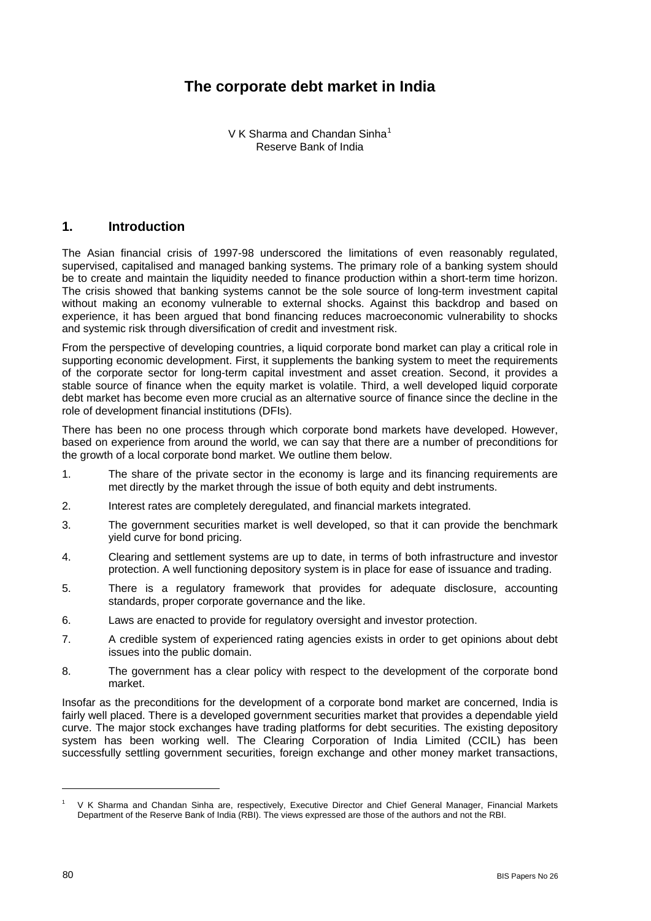# The corporate debt market in India

V K Sharma and Chandan Sinha[1]
Reserve Bank of India

## 1. Introduction

The Asian financial crisis of 1997-98 underscored the limitations of even reasonably regulated, supervised, capitalised and managed banking systems. The primary role of a banking system should be to create and maintain the liquidity needed to finance production within a short-term time horizon. The crisis showed that banking systems cannot be the sole source of long-term investment capital without making an economy vulnerable to external shocks. Against this backdrop and based on experience, it has been argued that bond financing reduces macroeconomic vulnerability to shocks and systemic risk through diversification of credit and investment risk.

From the perspective of developing countries, a liquid corporate bond market can play a critical role in supporting economic development. First, it supplements the banking system to meet the requirements of the corporate sector for long-term capital investment and asset creation. Second, it provides a stable source of finance when the equity market is volatile. Third, a well developed liquid corporate debt market has become even more crucial as an alternative source of finance since the decline in the role of development financial institutions (DFIs).

There has been no one process through which corporate bond markets have developed. However, based on experience from around the world, we can say that there are a number of preconditions for the growth of a local corporate bond market. We outline them below.

1. The share of the private sector in the economy is large and its financing requirements are met directly by the market through the issue of both equity and debt instruments.
2. Interest rates are completely deregulated, and financial markets integrated.
3. The government securities market is well developed, so that it can provide the benchmark yield curve for bond pricing.
4. Clearing and settlement systems are up to date, in terms of both infrastructure and investor protection. A well functioning depository system is in place for ease of issuance and trading.
5. There is a regulatory framework that provides for adequate disclosure, accounting standards, proper corporate governance and the like.
6. Laws are enacted to provide for regulatory oversight and investor protection.
7. A credible system of experienced rating agencies exists in order to get opinions about debt issues into the public domain.
8. The government has a clear policy with respect to the development of the corporate bond market.

Insofar as the preconditions for the development of a corporate bond market are concerned, India is fairly well placed. There is a developed government securities market that provides a dependable yield curve. The major stock exchanges have trading platforms for debt securities. The existing depository system has been working well. The Clearing Corporation of India Limited (CCIL) has been successfully settling government securities, foreign exchange and other money market transactions,

[1] V K Sharma and Chandan Sinha are, respectively, Executive Director and Chief General Manager, Financial Markets Department of the Reserve Bank of India (RBI). The views expressed are those of the authors and not the RBI.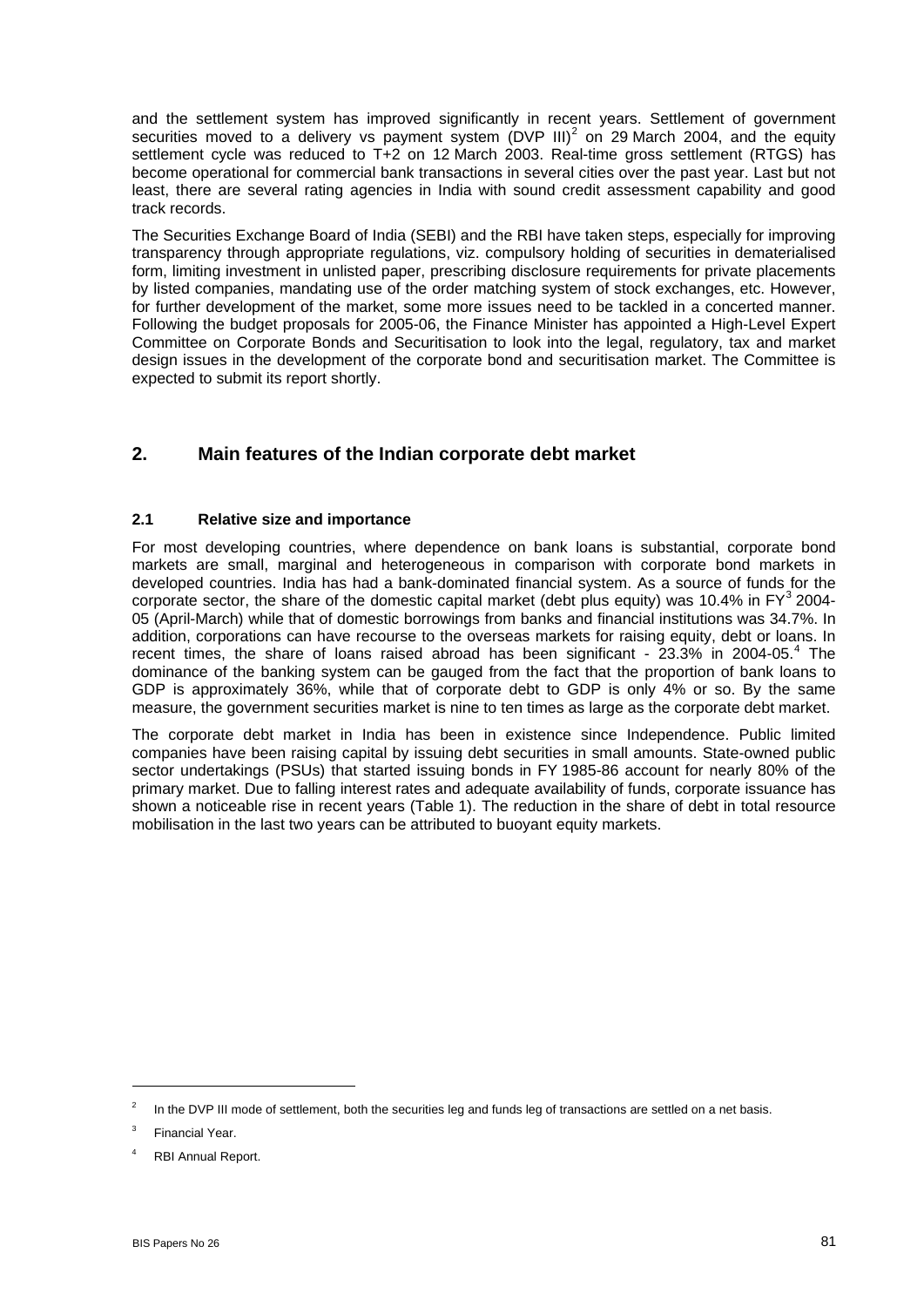and the settlement system has improved significantly in recent years. Settlement of government securities moved to a delivery vs payment system (DVP III)[2] on 29 March 2004, and the equity settlement cycle was reduced to T+2 on 12 March 2003. Real-time gross settlement (RTGS) has become operational for commercial bank transactions in several cities over the past year. Last but not least, there are several rating agencies in India with sound credit assessment capability and good track records.

The Securities Exchange Board of India (SEBI) and the RBI have taken steps, especially for improving transparency through appropriate regulations, viz. compulsory holding of securities in dematerialised form, limiting investment in unlisted paper, prescribing disclosure requirements for private placements by listed companies, mandating use of the order matching system of stock exchanges, etc. However, for further development of the market, some more issues need to be tackled in a concerted manner. Following the budget proposals for 2005-06, the Finance Minister has appointed a High-Level Expert Committee on Corporate Bonds and Securitisation to look into the legal, regulatory, tax and market design issues in the development of the corporate bond and securitisation market. The Committee is expected to submit its report shortly.

## 2. Main features of the Indian corporate debt market

### 2.1 Relative size and importance

For most developing countries, where dependence on bank loans is substantial, corporate bond markets are small, marginal and heterogeneous in comparison with corporate bond markets in developed countries. India has had a bank-dominated financial system. As a source of funds for the corporate sector, the share of the domestic capital market (debt plus equity) was 10.4% in FY[3] 2004-05 (April-March) while that of domestic borrowings from banks and financial institutions was 34.7%. In addition, corporations can have recourse to the overseas markets for raising equity, debt or loans. In recent times, the share of loans raised abroad has been significant - 23.3% in 2004-05.[4] The dominance of the banking system can be gauged from the fact that the proportion of bank loans to GDP is approximately 36%, while that of corporate debt to GDP is only 4% or so. By the same measure, the government securities market is nine to ten times as large as the corporate debt market.

The corporate debt market in India has been in existence since Independence. Public limited companies have been raising capital by issuing debt securities in small amounts. State-owned public sector undertakings (PSUs) that started issuing bonds in FY 1985-86 account for nearly 80% of the primary market. Due to falling interest rates and adequate availability of funds, corporate issuance has shown a noticeable rise in recent years (Table 1). The reduction in the share of debt in total resource mobilisation in the last two years can be attributed to buoyant equity markets.

---

[2] In the DVP III mode of settlement, both the securities leg and funds leg of transactions are settled on a net basis.

[3] Financial Year.

[4] RBI Annual Report.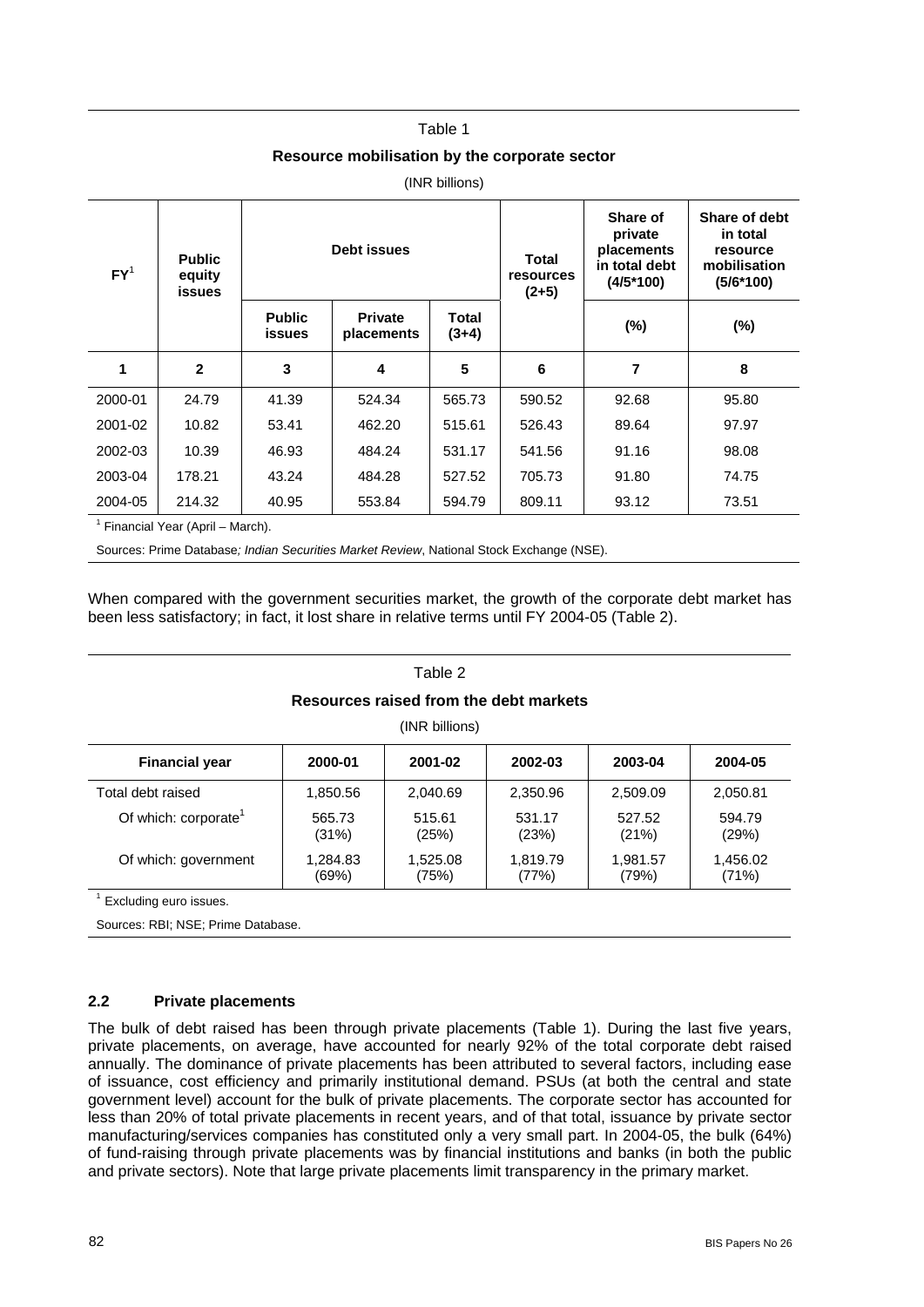Table 1

**Resource mobilisation by the corporate sector**

(INR billions)

| FY[1] | Public equity issues | Debt issues | | | Total resources (2+5) | Share of private placements in total debt (4/5*100) | Share of debt in total resource mobilisation (5/6*100) |
|---|---|---|---|---|---|---|---|
| | | Public issues | Private placements | Total (3+4) | | (%) | (%) |
| 1 | 2 | 3 | 4 | 5 | 6 | 7 | 8 |
| 2000-01 | 24.79 | 41.39 | 524.34 | 565.73 | 590.52 | 92.68 | 95.80 |
| 2001-02 | 10.82 | 53.41 | 462.20 | 515.61 | 526.43 | 89.64 | 97.97 |
| 2002-03 | 10.39 | 46.93 | 484.24 | 531.17 | 541.56 | 91.16 | 98.08 |
| 2003-04 | 178.21 | 43.24 | 484.28 | 527.52 | 705.73 | 91.80 | 74.75 |
| 2004-05 | 214.32 | 40.95 | 553.84 | 594.79 | 809.11 | 93.12 | 73.51 |

[1] Financial Year (April – March).

Sources: Prime Database*; Indian Securities Market Review*, National Stock Exchange (NSE).

When compared with the government securities market, the growth of the corporate debt market has been less satisfactory; in fact, it lost share in relative terms until FY 2004-05 (Table 2).

Table 2

**Resources raised from the debt markets**

(INR billions)

| Financial year | 2000-01 | 2001-02 | 2002-03 | 2003-04 | 2004-05 |
|---|---|---|---|---|---|
| Total debt raised | 1,850.56 | 2,040.69 | 2,350.96 | 2,509.09 | 2,050.81 |
| Of which: corporate[1] | 565.73 (31%) | 515.61 (25%) | 531.17 (23%) | 527.52 (21%) | 594.79 (29%) |
| Of which: government | 1,284.83 (69%) | 1,525.08 (75%) | 1,819.79 (77%) | 1,981.57 (79%) | 1,456.02 (71%) |

[1] Excluding euro issues.

Sources: RBI; NSE; Prime Database.

### 2.2 Private placements

The bulk of debt raised has been through private placements (Table 1). During the last five years, private placements, on average, have accounted for nearly 92% of the total corporate debt raised annually. The dominance of private placements has been attributed to several factors, including ease of issuance, cost efficiency and primarily institutional demand. PSUs (at both the central and state government level) account for the bulk of private placements. The corporate sector has accounted for less than 20% of total private placements in recent years, and of that total, issuance by private sector manufacturing/services companies has constituted only a very small part. In 2004-05, the bulk (64%) of fund-raising through private placements was by financial institutions and banks (in both the public and private sectors). Note that large private placements limit transparency in the primary market.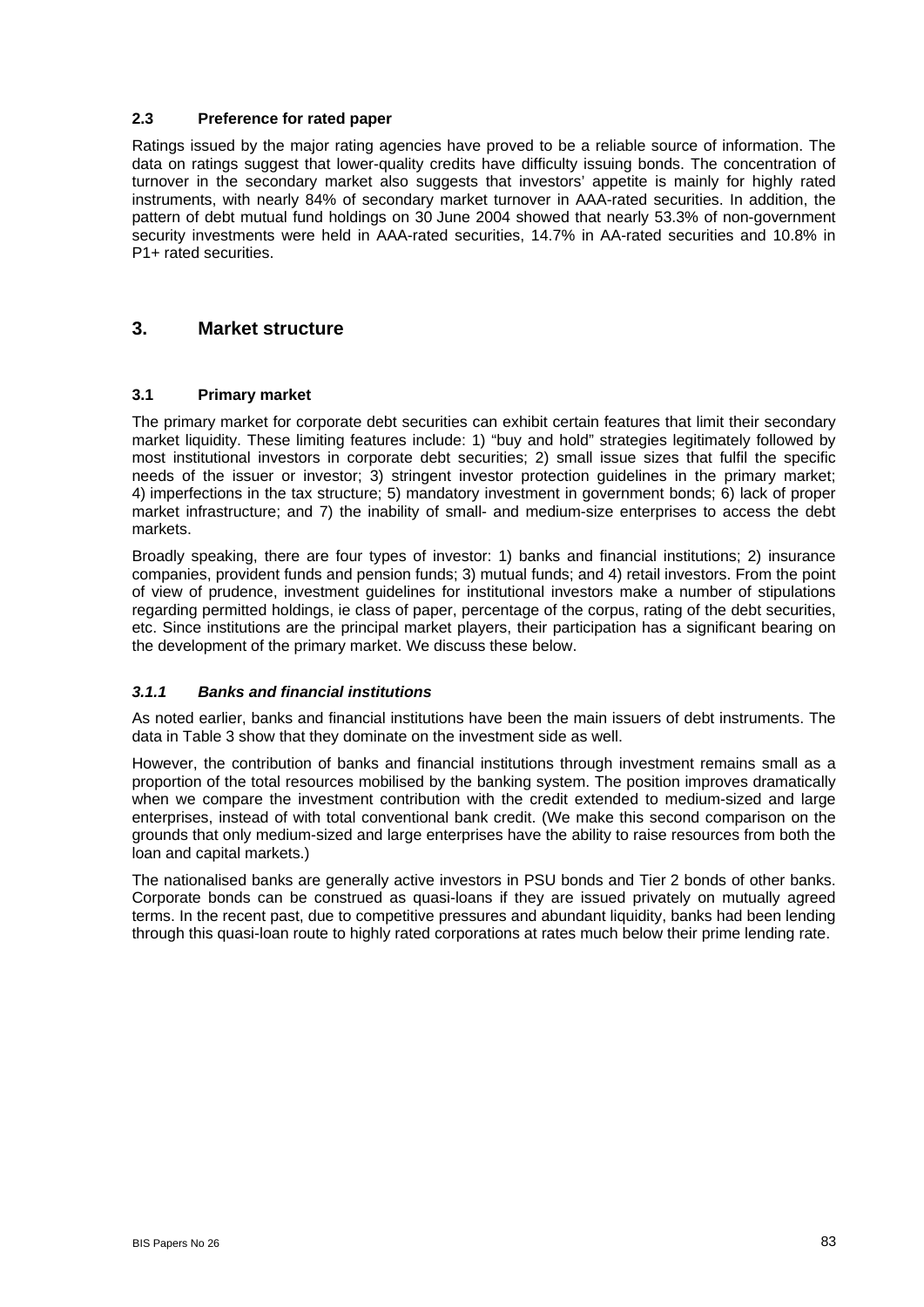### 2.3 Preference for rated paper

Ratings issued by the major rating agencies have proved to be a reliable source of information. The data on ratings suggest that lower-quality credits have difficulty issuing bonds. The concentration of turnover in the secondary market also suggests that investors' appetite is mainly for highly rated instruments, with nearly 84% of secondary market turnover in AAA-rated securities. In addition, the pattern of debt mutual fund holdings on 30 June 2004 showed that nearly 53.3% of non-government security investments were held in AAA-rated securities, 14.7% in AA-rated securities and 10.8% in P1+ rated securities.

## 3. Market structure

### 3.1 Primary market

The primary market for corporate debt securities can exhibit certain features that limit their secondary market liquidity. These limiting features include: 1) "buy and hold" strategies legitimately followed by most institutional investors in corporate debt securities; 2) small issue sizes that fulfil the specific needs of the issuer or investor; 3) stringent investor protection guidelines in the primary market; 4) imperfections in the tax structure; 5) mandatory investment in government bonds; 6) lack of proper market infrastructure; and 7) the inability of small- and medium-size enterprises to access the debt markets.

Broadly speaking, there are four types of investor: 1) banks and financial institutions; 2) insurance companies, provident funds and pension funds; 3) mutual funds; and 4) retail investors. From the point of view of prudence, investment guidelines for institutional investors make a number of stipulations regarding permitted holdings, ie class of paper, percentage of the corpus, rating of the debt securities, etc. Since institutions are the principal market players, their participation has a significant bearing on the development of the primary market. We discuss these below.

#### *3.1.1 Banks and financial institutions*

As noted earlier, banks and financial institutions have been the main issuers of debt instruments. The data in Table 3 show that they dominate on the investment side as well.

However, the contribution of banks and financial institutions through investment remains small as a proportion of the total resources mobilised by the banking system. The position improves dramatically when we compare the investment contribution with the credit extended to medium-sized and large enterprises, instead of with total conventional bank credit. (We make this second comparison on the grounds that only medium-sized and large enterprises have the ability to raise resources from both the loan and capital markets.)

The nationalised banks are generally active investors in PSU bonds and Tier 2 bonds of other banks. Corporate bonds can be construed as quasi-loans if they are issued privately on mutually agreed terms. In the recent past, due to competitive pressures and abundant liquidity, banks had been lending through this quasi-loan route to highly rated corporations at rates much below their prime lending rate.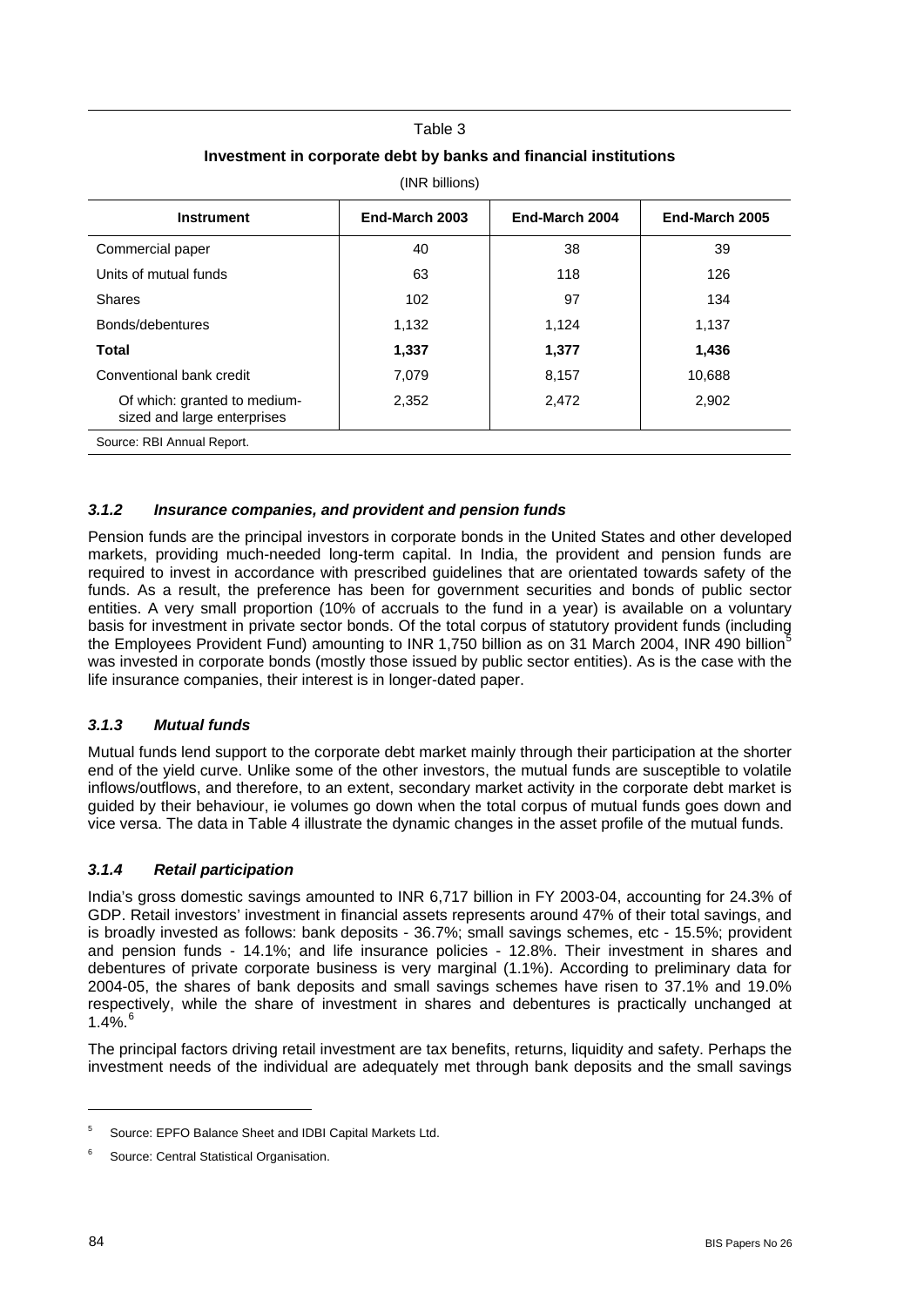Table 3

**Investment in corporate debt by banks and financial institutions**

(INR billions)

| Instrument | End-March 2003 | End-March 2004 | End-March 2005 |
|---|---|---|---|
| Commercial paper | 40 | 38 | 39 |
| Units of mutual funds | 63 | 118 | 126 |
| Shares | 102 | 97 | 134 |
| Bonds/debentures | 1,132 | 1,124 | 1,137 |
| **Total** | **1,337** | **1,377** | **1,436** |
| Conventional bank credit | 7,079 | 8,157 | 10,688 |
| Of which: granted to medium-sized and large enterprises | 2,352 | 2,472 | 2,902 |

Source: RBI Annual Report.

### *3.1.2 Insurance companies, and provident and pension funds*

Pension funds are the principal investors in corporate bonds in the United States and other developed markets, providing much-needed long-term capital. In India, the provident and pension funds are required to invest in accordance with prescribed guidelines that are orientated towards safety of the funds. As a result, the preference has been for government securities and bonds of public sector entities. A very small proportion (10% of accruals to the fund in a year) is available on a voluntary basis for investment in private sector bonds. Of the total corpus of statutory provident funds (including the Employees Provident Fund) amounting to INR 1,750 billion as on 31 March 2004, INR 490 billion[5] was invested in corporate bonds (mostly those issued by public sector entities). As is the case with the life insurance companies, their interest is in longer-dated paper.

### *3.1.3 Mutual funds*

Mutual funds lend support to the corporate debt market mainly through their participation at the shorter end of the yield curve. Unlike some of the other investors, the mutual funds are susceptible to volatile inflows/outflows, and therefore, to an extent, secondary market activity in the corporate debt market is guided by their behaviour, ie volumes go down when the total corpus of mutual funds goes down and vice versa. The data in Table 4 illustrate the dynamic changes in the asset profile of the mutual funds.

### *3.1.4 Retail participation*

India's gross domestic savings amounted to INR 6,717 billion in FY 2003-04, accounting for 24.3% of GDP. Retail investors' investment in financial assets represents around 47% of their total savings, and is broadly invested as follows: bank deposits - 36.7%; small savings schemes, etc - 15.5%; provident and pension funds - 14.1%; and life insurance policies - 12.8%. Their investment in shares and debentures of private corporate business is very marginal (1.1%). According to preliminary data for 2004-05, the shares of bank deposits and small savings schemes have risen to 37.1% and 19.0% respectively, while the share of investment in shares and debentures is practically unchanged at 1.4%.[6]

The principal factors driving retail investment are tax benefits, returns, liquidity and safety. Perhaps the investment needs of the individual are adequately met through bank deposits and the small savings

---

[5] Source: EPFO Balance Sheet and IDBI Capital Markets Ltd.

[6] Source: Central Statistical Organisation.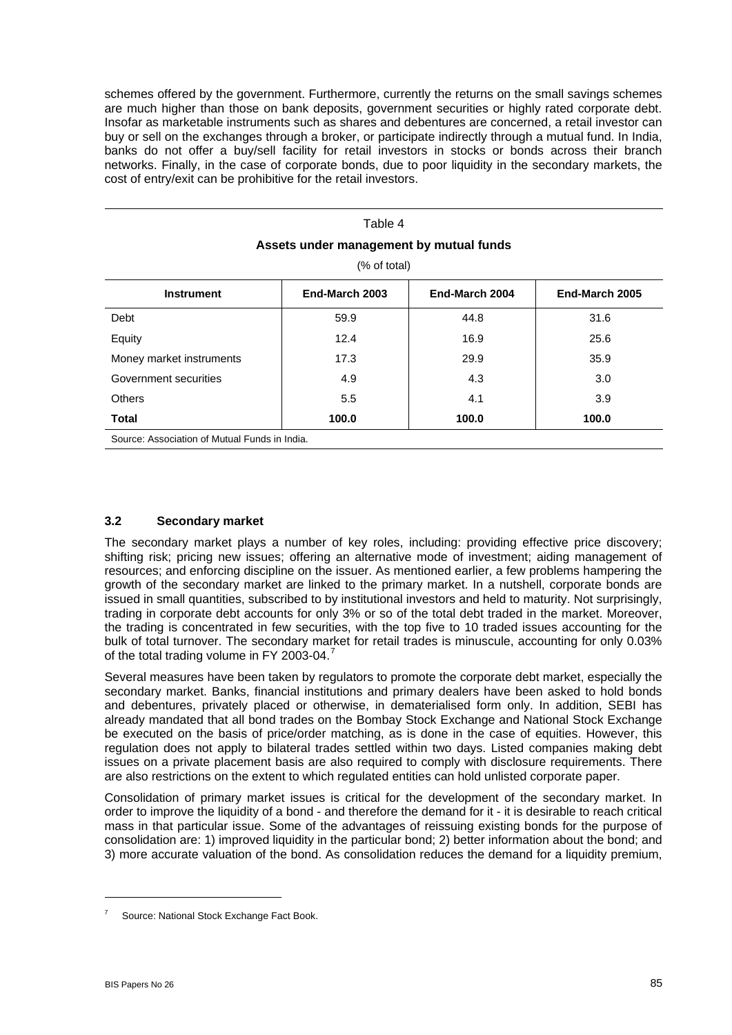schemes offered by the government. Furthermore, currently the returns on the small savings schemes are much higher than those on bank deposits, government securities or highly rated corporate debt. Insofar as marketable instruments such as shares and debentures are concerned, a retail investor can buy or sell on the exchanges through a broker, or participate indirectly through a mutual fund. In India, banks do not offer a buy/sell facility for retail investors in stocks or bonds across their branch networks. Finally, in the case of corporate bonds, due to poor liquidity in the secondary markets, the cost of entry/exit can be prohibitive for the retail investors.

Table 4

**Assets under management by mutual funds**

(% of total)

| Instrument | End-March 2003 | End-March 2004 | End-March 2005 |
|---|---|---|---|
| Debt | 59.9 | 44.8 | 31.6 |
| Equity | 12.4 | 16.9 | 25.6 |
| Money market instruments | 17.3 | 29.9 | 35.9 |
| Government securities | 4.9 | 4.3 | 3.0 |
| Others | 5.5 | 4.1 | 3.9 |
| **Total** | **100.0** | **100.0** | **100.0** |

Source: Association of Mutual Funds in India.

### 3.2 Secondary market

The secondary market plays a number of key roles, including: providing effective price discovery; shifting risk; pricing new issues; offering an alternative mode of investment; aiding management of resources; and enforcing discipline on the issuer. As mentioned earlier, a few problems hampering the growth of the secondary market are linked to the primary market. In a nutshell, corporate bonds are issued in small quantities, subscribed to by institutional investors and held to maturity. Not surprisingly, trading in corporate debt accounts for only 3% or so of the total debt traded in the market. Moreover, the trading is concentrated in few securities, with the top five to 10 traded issues accounting for the bulk of total turnover. The secondary market for retail trades is minuscule, accounting for only 0.03% of the total trading volume in FY 2003-04.[7]

Several measures have been taken by regulators to promote the corporate debt market, especially the secondary market. Banks, financial institutions and primary dealers have been asked to hold bonds and debentures, privately placed or otherwise, in dematerialised form only. In addition, SEBI has already mandated that all bond trades on the Bombay Stock Exchange and National Stock Exchange be executed on the basis of price/order matching, as is done in the case of equities. However, this regulation does not apply to bilateral trades settled within two days. Listed companies making debt issues on a private placement basis are also required to comply with disclosure requirements. There are also restrictions on the extent to which regulated entities can hold unlisted corporate paper.

Consolidation of primary market issues is critical for the development of the secondary market. In order to improve the liquidity of a bond - and therefore the demand for it - it is desirable to reach critical mass in that particular issue. Some of the advantages of reissuing existing bonds for the purpose of consolidation are: 1) improved liquidity in the particular bond; 2) better information about the bond; and 3) more accurate valuation of the bond. As consolidation reduces the demand for a liquidity premium,

[7] Source: National Stock Exchange Fact Book.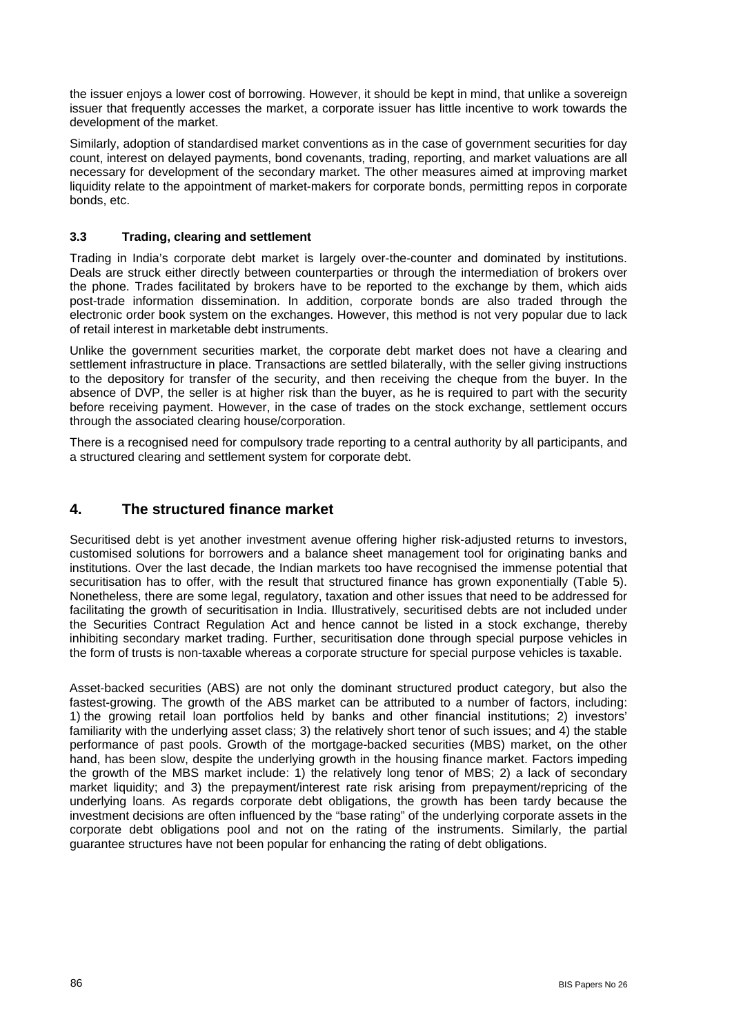the issuer enjoys a lower cost of borrowing. However, it should be kept in mind, that unlike a sovereign issuer that frequently accesses the market, a corporate issuer has little incentive to work towards the development of the market.

Similarly, adoption of standardised market conventions as in the case of government securities for day count, interest on delayed payments, bond covenants, trading, reporting, and market valuations are all necessary for development of the secondary market. The other measures aimed at improving market liquidity relate to the appointment of market-makers for corporate bonds, permitting repos in corporate bonds, etc.

### 3.3 Trading, clearing and settlement

Trading in India's corporate debt market is largely over-the-counter and dominated by institutions. Deals are struck either directly between counterparties or through the intermediation of brokers over the phone. Trades facilitated by brokers have to be reported to the exchange by them, which aids post-trade information dissemination. In addition, corporate bonds are also traded through the electronic order book system on the exchanges. However, this method is not very popular due to lack of retail interest in marketable debt instruments.

Unlike the government securities market, the corporate debt market does not have a clearing and settlement infrastructure in place. Transactions are settled bilaterally, with the seller giving instructions to the depository for transfer of the security, and then receiving the cheque from the buyer. In the absence of DVP, the seller is at higher risk than the buyer, as he is required to part with the security before receiving payment. However, in the case of trades on the stock exchange, settlement occurs through the associated clearing house/corporation.

There is a recognised need for compulsory trade reporting to a central authority by all participants, and a structured clearing and settlement system for corporate debt.

## 4. The structured finance market

Securitised debt is yet another investment avenue offering higher risk-adjusted returns to investors, customised solutions for borrowers and a balance sheet management tool for originating banks and institutions. Over the last decade, the Indian markets too have recognised the immense potential that securitisation has to offer, with the result that structured finance has grown exponentially (Table 5). Nonetheless, there are some legal, regulatory, taxation and other issues that need to be addressed for facilitating the growth of securitisation in India. Illustratively, securitised debts are not included under the Securities Contract Regulation Act and hence cannot be listed in a stock exchange, thereby inhibiting secondary market trading. Further, securitisation done through special purpose vehicles in the form of trusts is non-taxable whereas a corporate structure for special purpose vehicles is taxable.

Asset-backed securities (ABS) are not only the dominant structured product category, but also the fastest-growing. The growth of the ABS market can be attributed to a number of factors, including: 1) the growing retail loan portfolios held by banks and other financial institutions; 2) investors' familiarity with the underlying asset class; 3) the relatively short tenor of such issues; and 4) the stable performance of past pools. Growth of the mortgage-backed securities (MBS) market, on the other hand, has been slow, despite the underlying growth in the housing finance market. Factors impeding the growth of the MBS market include: 1) the relatively long tenor of MBS; 2) a lack of secondary market liquidity; and 3) the prepayment/interest rate risk arising from prepayment/repricing of the underlying loans. As regards corporate debt obligations, the growth has been tardy because the investment decisions are often influenced by the "base rating" of the underlying corporate assets in the corporate debt obligations pool and not on the rating of the instruments. Similarly, the partial guarantee structures have not been popular for enhancing the rating of debt obligations.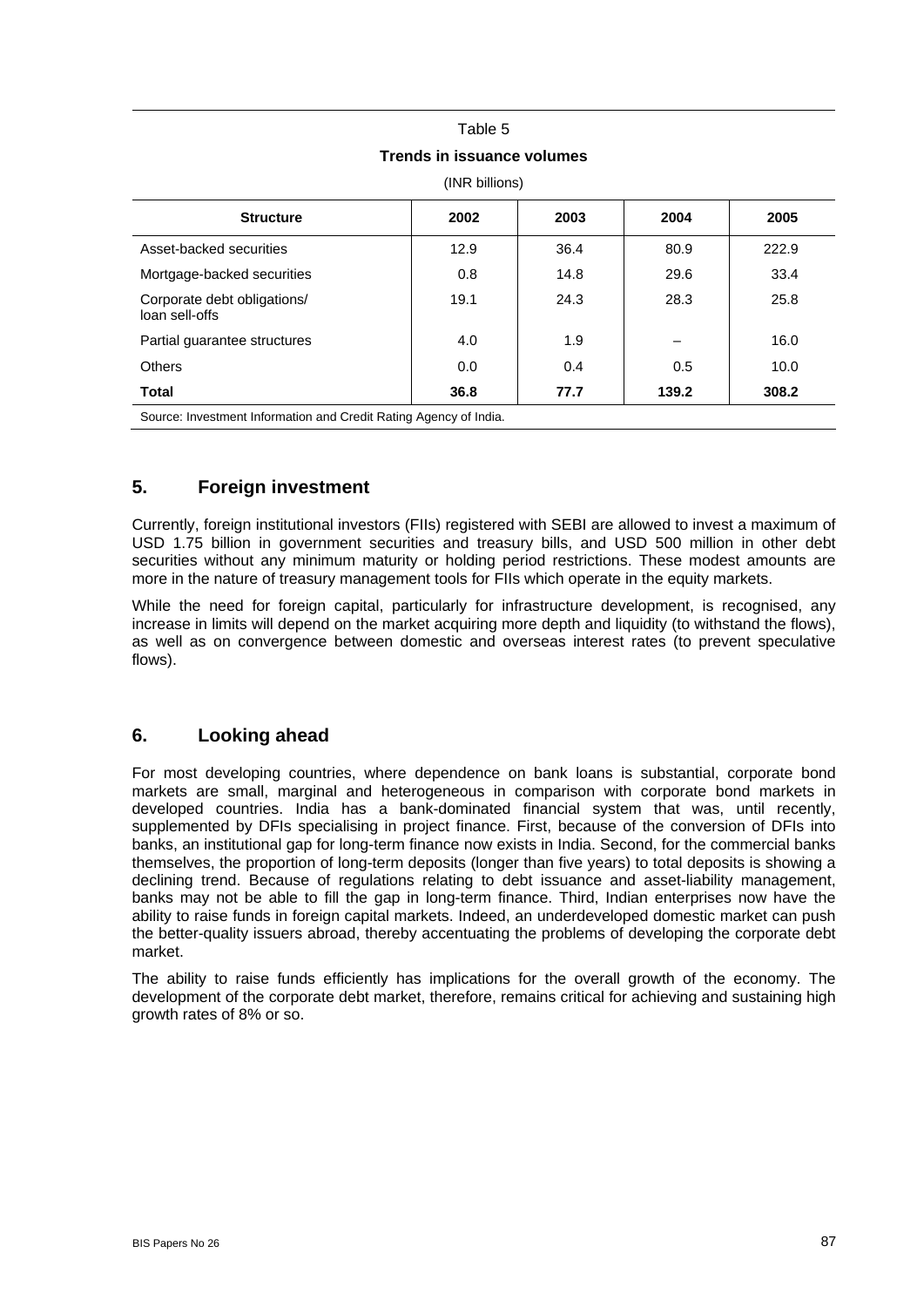Table 5

**Trends in issuance volumes**

(INR billions)

| Structure | 2002 | 2003 | 2004 | 2005 |
|---|---|---|---|---|
| Asset-backed securities | 12.9 | 36.4 | 80.9 | 222.9 |
| Mortgage-backed securities | 0.8 | 14.8 | 29.6 | 33.4 |
| Corporate debt obligations/ loan sell-offs | 19.1 | 24.3 | 28.3 | 25.8 |
| Partial guarantee structures | 4.0 | 1.9 | – | 16.0 |
| Others | 0.0 | 0.4 | 0.5 | 10.0 |
| **Total** | **36.8** | **77.7** | **139.2** | **308.2** |

Source: Investment Information and Credit Rating Agency of India.

## 5. Foreign investment

Currently, foreign institutional investors (FIIs) registered with SEBI are allowed to invest a maximum of USD 1.75 billion in government securities and treasury bills, and USD 500 million in other debt securities without any minimum maturity or holding period restrictions. These modest amounts are more in the nature of treasury management tools for FIIs which operate in the equity markets.

While the need for foreign capital, particularly for infrastructure development, is recognised, any increase in limits will depend on the market acquiring more depth and liquidity (to withstand the flows), as well as on convergence between domestic and overseas interest rates (to prevent speculative flows).

## 6. Looking ahead

For most developing countries, where dependence on bank loans is substantial, corporate bond markets are small, marginal and heterogeneous in comparison with corporate bond markets in developed countries. India has a bank-dominated financial system that was, until recently, supplemented by DFIs specialising in project finance. First, because of the conversion of DFIs into banks, an institutional gap for long-term finance now exists in India. Second, for the commercial banks themselves, the proportion of long-term deposits (longer than five years) to total deposits is showing a declining trend. Because of regulations relating to debt issuance and asset-liability management, banks may not be able to fill the gap in long-term finance. Third, Indian enterprises now have the ability to raise funds in foreign capital markets. Indeed, an underdeveloped domestic market can push the better-quality issuers abroad, thereby accentuating the problems of developing the corporate debt market.

The ability to raise funds efficiently has implications for the overall growth of the economy. The development of the corporate debt market, therefore, remains critical for achieving and sustaining high growth rates of 8% or so.